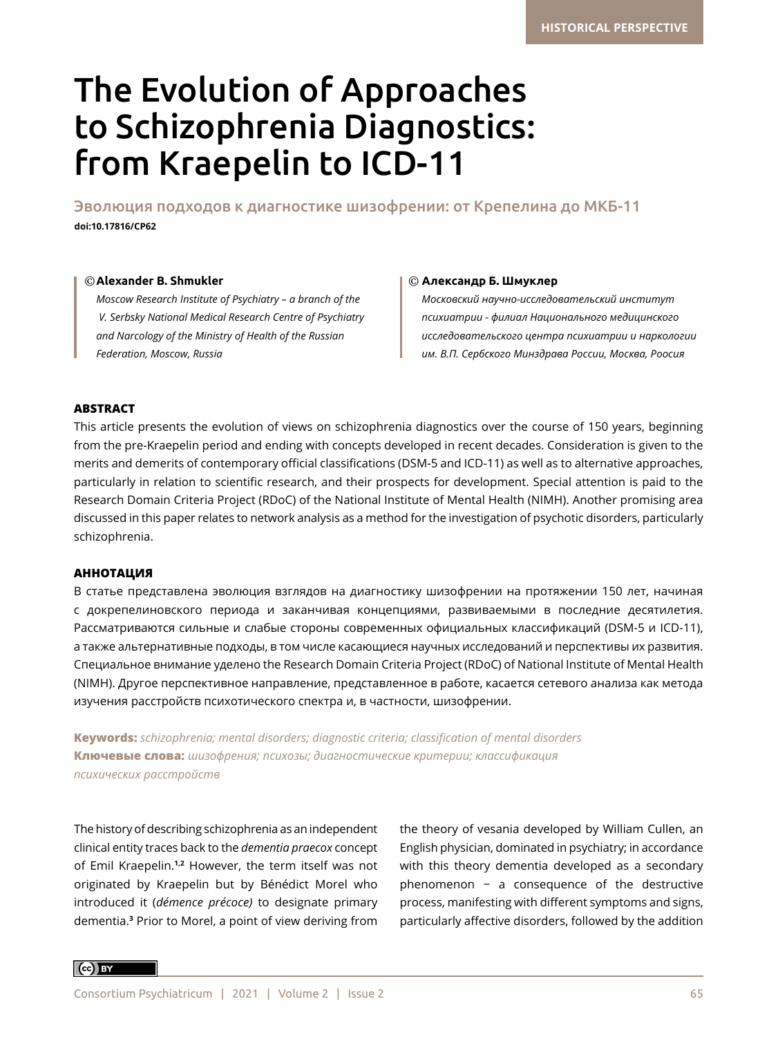HISTORICAL PERSPECTIVE

# The Evolution of Approaches to Schizophrenia Diagnostics: from Kraepelin to ICD-11

## Эволюция подходов к диагностике шизофрении: от Крепелина до МКБ-11

**doi:10.17816/CP62**

© **Alexander B. Shmukler**

*Moscow Research Institute of Psychiatry – a branch of the V. Serbsky National Medical Research Centre of Psychiatry and Narcology of the Ministry of Health of the Russian Federation, Moscow, Russia*

© **Александр Б. Шмуклер**

*Московский научно-исследовательский институт психиатрии - филиал Национального медицинского исследовательского центра психиатрии и наркологии им. В.П. Сербского Минздрава России, Москва, Роосия*

### ABSTRACT

This article presents the evolution of views on schizophrenia diagnostics over the course of 150 years, beginning from the pre-Kraepelin period and ending with concepts developed in recent decades. Consideration is given to the merits and demerits of contemporary official classifications (DSM-5 and ICD-11) as well as to alternative approaches, particularly in relation to scientific research, and their prospects for development. Special attention is paid to the Research Domain Criteria Project (RDoC) of the National Institute of Mental Health (NIMH). Another promising area discussed in this paper relates to network analysis as a method for the investigation of psychotic disorders, particularly schizophrenia.

### АННОТАЦИЯ

В статье представлена эволюция взглядов на диагностику шизофрении на протяжении 150 лет, начиная с докрепелиновского периода и заканчивая концепциями, развиваемыми в последние десятилетия. Рассматриваются сильные и слабые стороны современных официальных классификаций (DSM-5 и ICD-11), а также альтернативные подходы, в том числе касающиеся научных исследований и перспективы их развития. Специальное внимание уделено the Research Domain Criteria Project (RDoC) of National Institute of Mental Health (NIMH). Другое перспективное направление, представленное в работе, касается сетевого анализа как метода изучения расстройств психотического спектра и, в частности, шизофрении.

**Keywords:** *schizophrenia; mental disorders; diagnostic criteria; classification of mental disorders*

**Ключевые слова:** *шизофрения; психозы; диагностические критерии; классификация психических расстройств*

The history of describing schizophrenia as an independent clinical entity traces back to the *dementia praecox* concept of Emil Kraepelin.[1,2] However, the term itself was not originated by Kraepelin but by Bénédict Morel who introduced it (*démence précoce)* to designate primary dementia.[3] Prior to Morel, a point of view deriving from the theory of vesania developed by William Cullen, an English physician, dominated in psychiatry; in accordance with this theory dementia developed as a secondary phenomenon − a consequence of the destructive process, manifesting with different symptoms and signs, particularly affective disorders, followed by the addition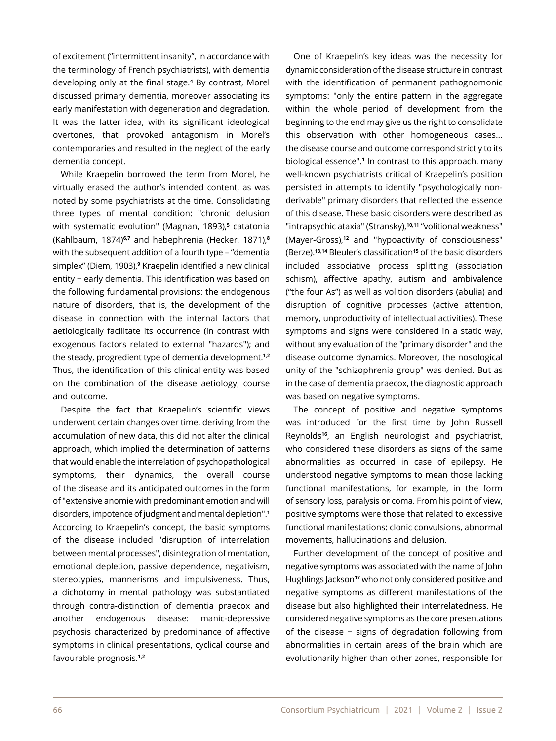of excitement ("intermittent insanity", in accordance with the terminology of French psychiatrists), with dementia developing only at the final stage.[4] By contrast, Morel discussed primary dementia, moreover associating its early manifestation with degeneration and degradation. It was the latter idea, with its significant ideological overtones, that provoked antagonism in Morel's contemporaries and resulted in the neglect of the early dementia concept.

While Kraepelin borrowed the term from Morel, he virtually erased the author's intended content, as was noted by some psychiatrists at the time. Consolidating three types of mental condition: "chronic delusion with systematic evolution" (Magnan, 1893),[5] catatonia (Kahlbaum, 1874)[6,7] and hebephrenia (Hecker, 1871),[8] with the subsequent addition of a fourth type – "dementia simplex" (Diem, 1903),[9] Kraepelin identified a new clinical entity − early dementia. This identification was based on the following fundamental provisions: the endogenous nature of disorders, that is, the development of the disease in connection with the internal factors that aetiologically facilitate its occurrence (in contrast with exogenous factors related to external "hazards"); and the steady, progredient type of dementia development.[1,2] Thus, the identification of this clinical entity was based on the combination of the disease aetiology, course and outcome.

Despite the fact that Kraepelin's scientific views underwent certain changes over time, deriving from the accumulation of new data, this did not alter the clinical approach, which implied the determination of patterns that would enable the interrelation of psychopathological symptoms, their dynamics, the overall course of the disease and its anticipated outcomes in the form of "extensive anomie with predominant emotion and will disorders, impotence of judgment and mental depletion".[1] According to Kraepelin's concept, the basic symptoms of the disease included "disruption of interrelation between mental processes", disintegration of mentation, emotional depletion, passive dependence, negativism, stereotypies, mannerisms and impulsiveness. Thus, a dichotomy in mental pathology was substantiated through contra-distinction of dementia praecox and another endogenous disease: manic-depressive psychosis characterized by predominance of affective symptoms in clinical presentations, cyclical course and favourable prognosis.[1,2]

One of Kraepelin's key ideas was the necessity for dynamic consideration of the disease structure in contrast with the identification of permanent pathognomonic symptoms: "only the entire pattern in the aggregate within the whole period of development from the beginning to the end may give us the right to consolidate this observation with other homogeneous cases... the disease course and outcome correspond strictly to its biological essence".[1] In contrast to this approach, many well-known psychiatrists critical of Kraepelin's position persisted in attempts to identify "psychologically non-derivable" primary disorders that reflected the essence of this disease. These basic disorders were described as "intrapsychic ataxia" (Stransky),[10,11] "volitional weakness" (Mayer-Gross),[12] and "hypoactivity of consciousness" (Berze).[13,14] Bleuler's classification[15] of the basic disorders included associative process splitting (association schism), affective apathy, autism and ambivalence ("the four As") as well as volition disorders (abulia) and disruption of cognitive processes (active attention, memory, unproductivity of intellectual activities). These symptoms and signs were considered in a static way, without any evaluation of the "primary disorder" and the disease outcome dynamics. Moreover, the nosological unity of the "schizophrenia group" was denied. But as in the case of dementia praecox, the diagnostic approach was based on negative symptoms.

The concept of positive and negative symptoms was introduced for the first time by John Russell Reynolds[16], an English neurologist and psychiatrist, who considered these disorders as signs of the same abnormalities as occurred in case of epilepsy. He understood negative symptoms to mean those lacking functional manifestations, for example, in the form of sensory loss, paralysis or coma. From his point of view, positive symptoms were those that related to excessive functional manifestations: clonic convulsions, abnormal movements, hallucinations and delusion.

Further development of the concept of positive and negative symptoms was associated with the name of John Hughlings Jackson[17] who not only considered positive and negative symptoms as different manifestations of the disease but also highlighted their interrelatedness. He considered negative symptoms as the core presentations of the disease − signs of degradation following from abnormalities in certain areas of the brain which are evolutionarily higher than other zones, responsible for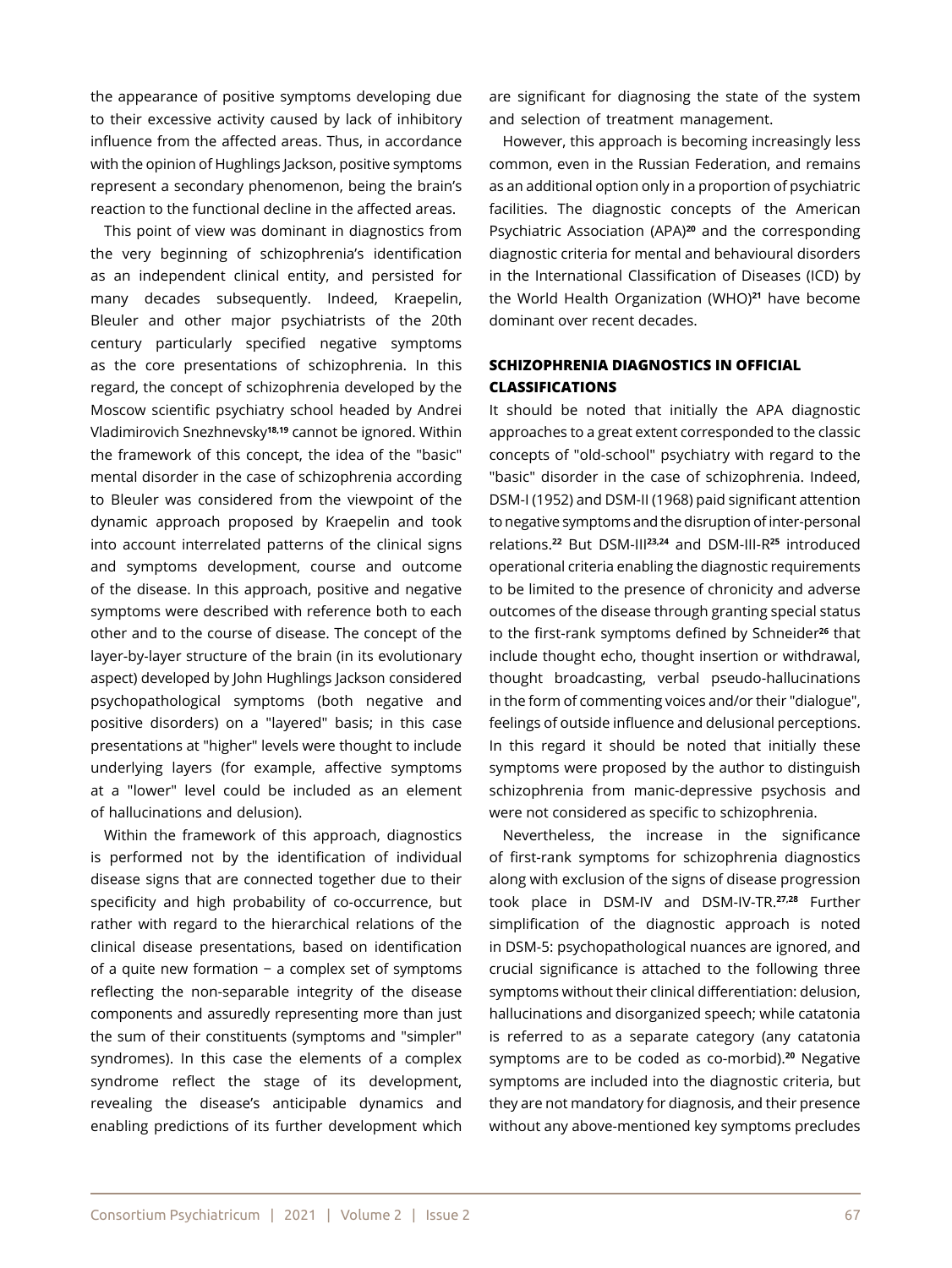the appearance of positive symptoms developing due to their excessive activity caused by lack of inhibitory influence from the affected areas. Thus, in accordance with the opinion of Hughlings Jackson, positive symptoms represent a secondary phenomenon, being the brain's reaction to the functional decline in the affected areas.

This point of view was dominant in diagnostics from the very beginning of schizophrenia's identification as an independent clinical entity, and persisted for many decades subsequently. Indeed, Kraepelin, Bleuler and other major psychiatrists of the 20th century particularly specified negative symptoms as the core presentations of schizophrenia. In this regard, the concept of schizophrenia developed by the Moscow scientific psychiatry school headed by Andrei Vladimirovich Snezhnevsky[18,19] cannot be ignored. Within the framework of this concept, the idea of the "basic" mental disorder in the case of schizophrenia according to Bleuler was considered from the viewpoint of the dynamic approach proposed by Kraepelin and took into account interrelated patterns of the clinical signs and symptoms development, course and outcome of the disease. In this approach, positive and negative symptoms were described with reference both to each other and to the course of disease. The concept of the layer-by-layer structure of the brain (in its evolutionary aspect) developed by John Hughlings Jackson considered psychopathological symptoms (both negative and positive disorders) on a "layered" basis; in this case presentations at "higher" levels were thought to include underlying layers (for example, affective symptoms at a "lower" level could be included as an element of hallucinations and delusion).

Within the framework of this approach, diagnostics is performed not by the identification of individual disease signs that are connected together due to their specificity and high probability of co-occurrence, but rather with regard to the hierarchical relations of the clinical disease presentations, based on identification of a quite new formation − a complex set of symptoms reflecting the non-separable integrity of the disease components and assuredly representing more than just the sum of their constituents (symptoms and "simpler" syndromes). In this case the elements of a complex syndrome reflect the stage of its development, revealing the disease's anticipable dynamics and enabling predictions of its further development which are significant for diagnosing the state of the system and selection of treatment management.

However, this approach is becoming increasingly less common, even in the Russian Federation, and remains as an additional option only in a proportion of psychiatric facilities. The diagnostic concepts of the American Psychiatric Association (APA)[20] and the corresponding diagnostic criteria for mental and behavioural disorders in the International Classification of Diseases (ICD) by the World Health Organization (WHO)[21] have become dominant over recent decades.

## SCHIZOPHRENIA DIAGNOSTICS IN OFFICIAL CLASSIFICATIONS

It should be noted that initially the APA diagnostic approaches to a great extent corresponded to the classic concepts of "old-school" psychiatry with regard to the "basic" disorder in the case of schizophrenia. Indeed, DSM-I (1952) and DSM-II (1968) paid significant attention to negative symptoms and the disruption of inter-personal relations.[22] But DSM-III[23,24] and DSM-III-R[25] introduced operational criteria enabling the diagnostic requirements to be limited to the presence of chronicity and adverse outcomes of the disease through granting special status to the first-rank symptoms defined by Schneider[26] that include thought echo, thought insertion or withdrawal, thought broadcasting, verbal pseudo-hallucinations in the form of commenting voices and/or their "dialogue", feelings of outside influence and delusional perceptions. In this regard it should be noted that initially these symptoms were proposed by the author to distinguish schizophrenia from manic-depressive psychosis and were not considered as specific to schizophrenia.

Nevertheless, the increase in the significance of first-rank symptoms for schizophrenia diagnostics along with exclusion of the signs of disease progression took place in DSM-IV and DSM-IV-TR.[27,28] Further simplification of the diagnostic approach is noted in DSM-5: psychopathological nuances are ignored, and crucial significance is attached to the following three symptoms without their clinical differentiation: delusion, hallucinations and disorganized speech; while catatonia is referred to as a separate category (any catatonia symptoms are to be coded as co-morbid).[20] Negative symptoms are included into the diagnostic criteria, but they are not mandatory for diagnosis, and their presence without any above-mentioned key symptoms precludes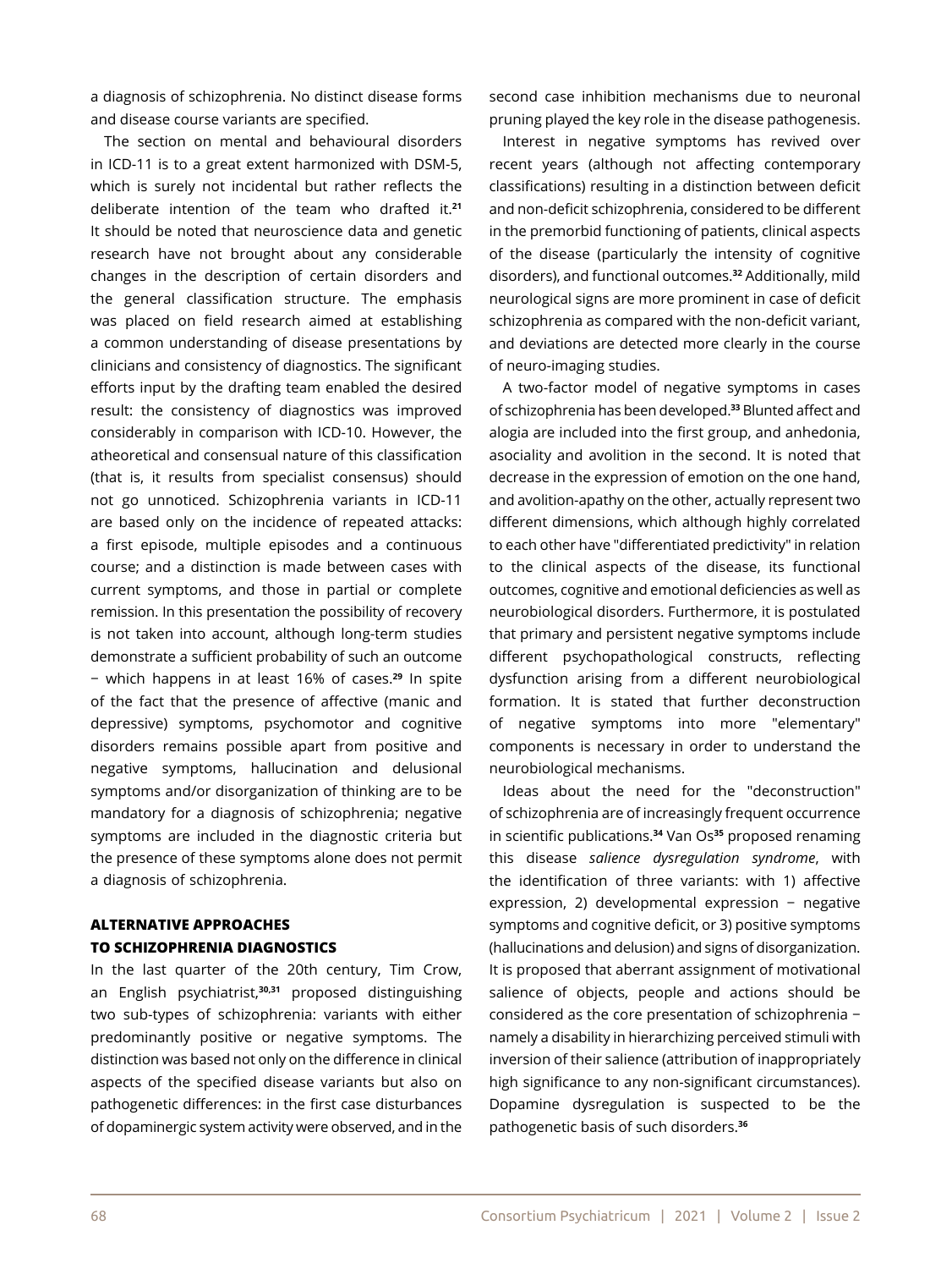a diagnosis of schizophrenia. No distinct disease forms and disease course variants are specified.

The section on mental and behavioural disorders in ICD-11 is to a great extent harmonized with DSM-5, which is surely not incidental but rather reflects the deliberate intention of the team who drafted it.[21] It should be noted that neuroscience data and genetic research have not brought about any considerable changes in the description of certain disorders and the general classification structure. The emphasis was placed on field research aimed at establishing a common understanding of disease presentations by clinicians and consistency of diagnostics. The significant efforts input by the drafting team enabled the desired result: the consistency of diagnostics was improved considerably in comparison with ICD-10. However, the atheoretical and consensual nature of this classification (that is, it results from specialist consensus) should not go unnoticed. Schizophrenia variants in ICD-11 are based only on the incidence of repeated attacks: a first episode, multiple episodes and a continuous course; and a distinction is made between cases with current symptoms, and those in partial or complete remission. In this presentation the possibility of recovery is not taken into account, although long-term studies demonstrate a sufficient probability of such an outcome − which happens in at least 16% of cases.[29] In spite of the fact that the presence of affective (manic and depressive) symptoms, psychomotor and cognitive disorders remains possible apart from positive and negative symptoms, hallucination and delusional symptoms and/or disorganization of thinking are to be mandatory for a diagnosis of schizophrenia; negative symptoms are included in the diagnostic criteria but the presence of these symptoms alone does not permit a diagnosis of schizophrenia.

## ALTERNATIVE APPROACHES TO SCHIZOPHRENIA DIAGNOSTICS

In the last quarter of the 20th century, Tim Crow, an English psychiatrist,[30,31] proposed distinguishing two sub-types of schizophrenia: variants with either predominantly positive or negative symptoms. The distinction was based not only on the difference in clinical aspects of the specified disease variants but also on pathogenetic differences: in the first case disturbances of dopaminergic system activity were observed, and in the second case inhibition mechanisms due to neuronal pruning played the key role in the disease pathogenesis.

Interest in negative symptoms has revived over recent years (although not affecting contemporary classifications) resulting in a distinction between deficit and non-deficit schizophrenia, considered to be different in the premorbid functioning of patients, clinical aspects of the disease (particularly the intensity of cognitive disorders), and functional outcomes.[32] Additionally, mild neurological signs are more prominent in case of deficit schizophrenia as compared with the non-deficit variant, and deviations are detected more clearly in the course of neuro-imaging studies.

A two-factor model of negative symptoms in cases of schizophrenia has been developed.[33] Blunted affect and alogia are included into the first group, and anhedonia, asociality and avolition in the second. It is noted that decrease in the expression of emotion on the one hand, and avolition-apathy on the other, actually represent two different dimensions, which although highly correlated to each other have "differentiated predictivity" in relation to the clinical aspects of the disease, its functional outcomes, cognitive and emotional deficiencies as well as neurobiological disorders. Furthermore, it is postulated that primary and persistent negative symptoms include different psychopathological constructs, reflecting dysfunction arising from a different neurobiological formation. It is stated that further deconstruction of negative symptoms into more "elementary" components is necessary in order to understand the neurobiological mechanisms.

Ideas about the need for the "deconstruction" of schizophrenia are of increasingly frequent occurrence in scientific publications.[34] Van Os[35] proposed renaming this disease *salience dysregulation syndrome*, with the identification of three variants: with 1) affective expression, 2) developmental expression − negative symptoms and cognitive deficit, or 3) positive symptoms (hallucinations and delusion) and signs of disorganization. It is proposed that aberrant assignment of motivational salience of objects, people and actions should be considered as the core presentation of schizophrenia − namely a disability in hierarchizing perceived stimuli with inversion of their salience (attribution of inappropriately high significance to any non-significant circumstances). Dopamine dysregulation is suspected to be the pathogenetic basis of such disorders.[36]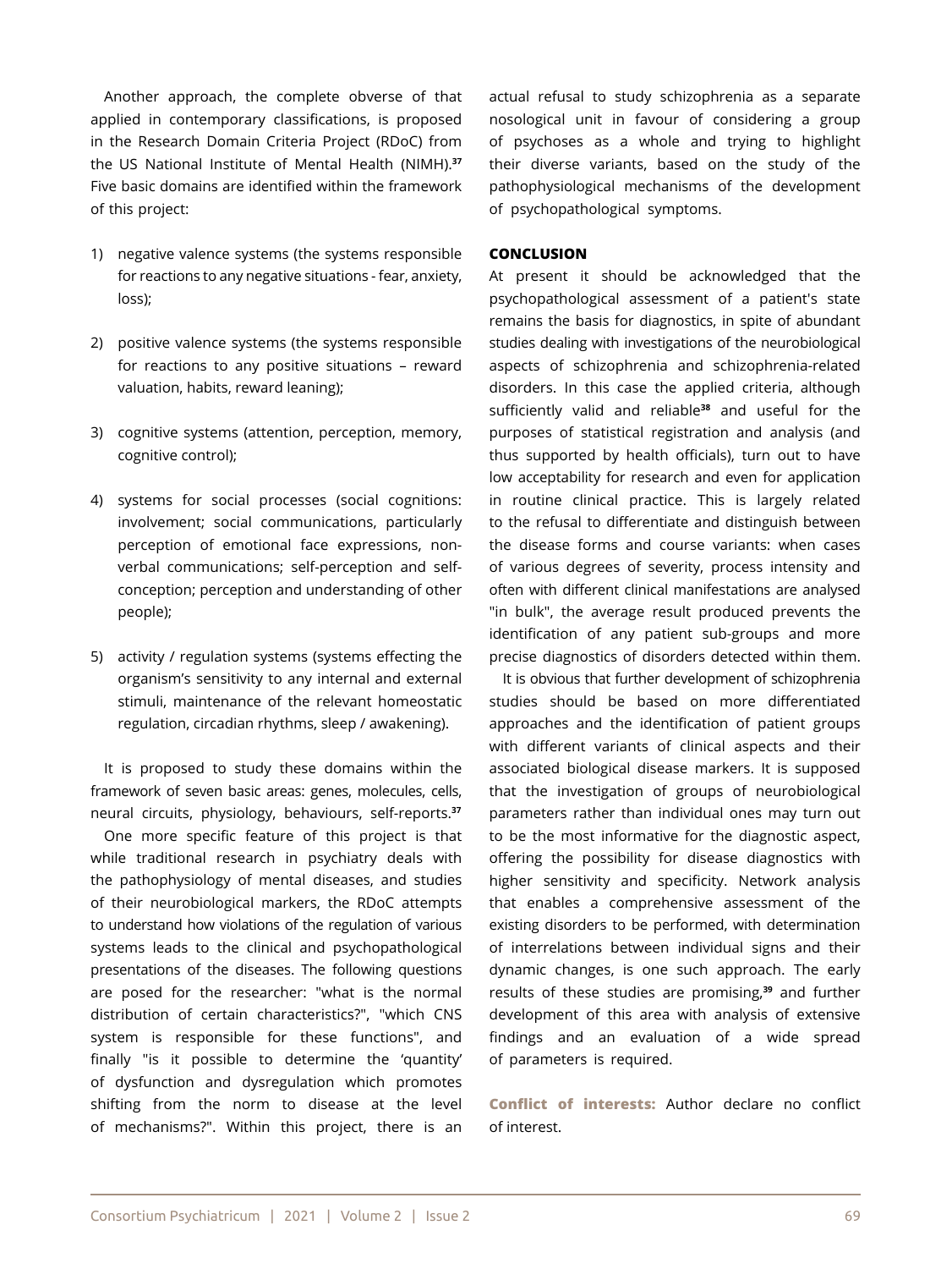Another approach, the complete obverse of that applied in contemporary classifications, is proposed in the Research Domain Criteria Project (RDoC) from the US National Institute of Mental Health (NIMH).[37] Five basic domains are identified within the framework of this project:

1) negative valence systems (the systems responsible for reactions to any negative situations - fear, anxiety, loss);

2) positive valence systems (the systems responsible for reactions to any positive situations – reward valuation, habits, reward leaning);

3) cognitive systems (attention, perception, memory, cognitive control);

4) systems for social processes (social cognitions: involvement; social communications, particularly perception of emotional face expressions, non-verbal communications; self-perception and self-conception; perception and understanding of other people);

5) activity / regulation systems (systems effecting the organism's sensitivity to any internal and external stimuli, maintenance of the relevant homeostatic regulation, circadian rhythms, sleep / awakening).

It is proposed to study these domains within the framework of seven basic areas: genes, molecules, cells, neural circuits, physiology, behaviours, self-reports.[37]

One more specific feature of this project is that while traditional research in psychiatry deals with the pathophysiology of mental diseases, and studies of their neurobiological markers, the RDoC attempts to understand how violations of the regulation of various systems leads to the clinical and psychopathological presentations of the diseases. The following questions are posed for the researcher: "what is the normal distribution of certain characteristics?", "which CNS system is responsible for these functions", and finally "is it possible to determine the 'quantity' of dysfunction and dysregulation which promotes shifting from the norm to disease at the level of mechanisms?". Within this project, there is an actual refusal to study schizophrenia as a separate nosological unit in favour of considering a group of psychoses as a whole and trying to highlight their diverse variants, based on the study of the pathophysiological mechanisms of the development of psychopathological symptoms.

## CONCLUSION

At present it should be acknowledged that the psychopathological assessment of a patient's state remains the basis for diagnostics, in spite of abundant studies dealing with investigations of the neurobiological aspects of schizophrenia and schizophrenia-related disorders. In this case the applied criteria, although sufficiently valid and reliable[38] and useful for the purposes of statistical registration and analysis (and thus supported by health officials), turn out to have low acceptability for research and even for application in routine clinical practice. This is largely related to the refusal to differentiate and distinguish between the disease forms and course variants: when cases of various degrees of severity, process intensity and often with different clinical manifestations are analysed "in bulk", the average result produced prevents the identification of any patient sub-groups and more precise diagnostics of disorders detected within them.

It is obvious that further development of schizophrenia studies should be based on more differentiated approaches and the identification of patient groups with different variants of clinical aspects and their associated biological disease markers. It is supposed that the investigation of groups of neurobiological parameters rather than individual ones may turn out to be the most informative for the diagnostic aspect, offering the possibility for disease diagnostics with higher sensitivity and specificity. Network analysis that enables a comprehensive assessment of the existing disorders to be performed, with determination of interrelations between individual signs and their dynamic changes, is one such approach. The early results of these studies are promising,[39] and further development of this area with analysis of extensive findings and an evaluation of a wide spread of parameters is required.

**Conflict of interests:** Author declare no conflict of interest.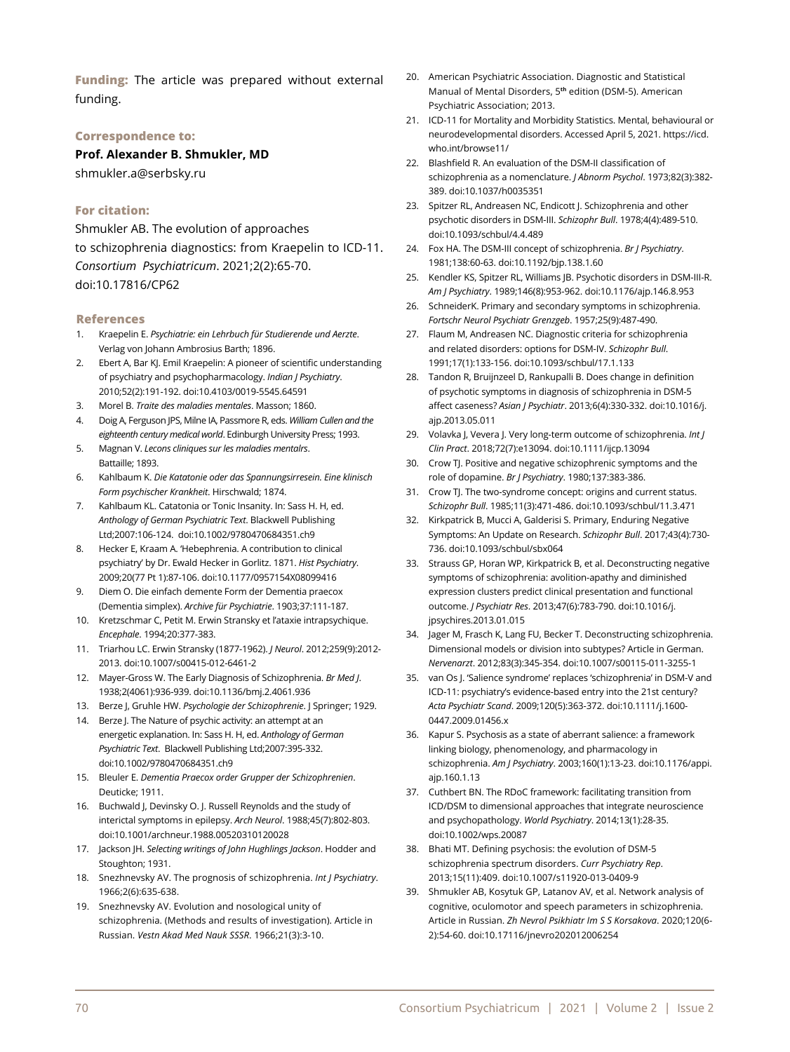**Funding:** The article was prepared without external funding.

**Correspondence to:**

**Prof. Alexander B. Shmukler, MD**

shmukler.a@serbsky.ru

**For citation:**

Shmukler AB. The evolution of approaches to schizophrenia diagnostics: from Kraepelin to ICD-11. *Consortium Psychiatricum*. 2021;2(2):65-70. doi:10.17816/CP62

## References

1. Kraepelin E. *Psychiatrie: ein Lehrbuch für Studierende und Aerzte*. Verlag von Johann Ambrosius Barth; 1896.
2. Ebert A, Bar KJ. Emil Kraepelin: A pioneer of scientific understanding of psychiatry and psychopharmacology. *Indian J Psychiatry*. 2010;52(2):191-192. doi:10.4103/0019-5545.64591
3. Morel B. *Traite des maladies mentales*. Masson; 1860.
4. Doig A, Ferguson JPS, Milne IA, Passmore R, eds. *William Cullen and the eighteenth century medical world*. Edinburgh University Press; 1993.
5. Magnan V. *Lecons cliniques sur les maladies mentalrs*. Battaille; 1893.
6. Kahlbaum K. *Die Katatonie oder das Spannungsirresein. Eine klinisch Form psychischer Krankheit*. Hirschwald; 1874.
7. Kahlbaum KL. Catatonia or Tonic Insanity. In: Sass H. H, ed. *Anthology of German Psychiatric Text*. Blackwell Publishing Ltd;2007:106-124. doi:10.1002/9780470684351.ch9
8. Hecker E, Kraam A. 'Hebephrenia. A contribution to clinical psychiatry' by Dr. Ewald Hecker in Gorlitz. 1871. *Hist Psychiatry*. 2009;20(77 Pt 1):87-106. doi:10.1177/0957154X08099416
9. Diem O. Die einfach demente Form der Dementia praecox (Dementia simplex). *Archive für Psychiatrie*. 1903;37:111-187.
10. Kretzschmar C, Petit M. Erwin Stransky et l'ataxie intrapsychique. *Encephale*. 1994;20:377-383.
11. Triarhou LC. Erwin Stransky (1877-1962). *J Neurol*. 2012;259(9):2012-2013. doi:10.1007/s00415-012-6461-2
12. Mayer-Gross W. The Early Diagnosis of Schizophrenia. *Br Med J*. 1938;2(4061):936-939. doi:10.1136/bmj.2.4061.936
13. Berze J, Gruhle HW. *Psychologie der Schizophrenie*. J Springer; 1929.
14. Berze J. The Nature of psychic activity: an attempt at an energetic explanation. In: Sass H. H, ed. *Anthology of German Psychiatric Text*. Blackwell Publishing Ltd;2007:395-332. doi:10.1002/9780470684351.ch9
15. Bleuler E. *Dementia Praecox order Grupper der Schizophrenien*. Deuticke; 1911.
16. Buchwald J, Devinsky O. J. Russell Reynolds and the study of interictal symptoms in epilepsy. *Arch Neurol*. 1988;45(7):802-803. doi:10.1001/archneur.1988.00520310120028
17. Jackson JH. *Selecting writings of John Hughlings Jackson*. Hodder and Stoughton; 1931.
18. Snezhnevsky AV. The prognosis of schizophrenia. *Int J Psychiatry*. 1966;2(6):635-638.
19. Snezhnevsky AV. Evolution and nosological unity of schizophrenia. (Methods and results of investigation). Article in Russian. *Vestn Akad Med Nauk SSSR*. 1966;21(3):3-10.
20. American Psychiatric Association. Diagnostic and Statistical Manual of Mental Disorders, 5th edition (DSM-5). American Psychiatric Association; 2013.
21. ICD-11 for Mortality and Morbidity Statistics. Mental, behavioural or neurodevelopmental disorders. Accessed April 5, 2021. https://icd.who.int/browse11/
22. Blashfield R. An evaluation of the DSM-II classification of schizophrenia as a nomenclature. *J Abnorm Psychol*. 1973;82(3):382-389. doi:10.1037/h0035351
23. Spitzer RL, Andreasen NC, Endicott J. Schizophrenia and other psychotic disorders in DSM-III. *Schizophr Bull*. 1978;4(4):489-510. doi:10.1093/schbul/4.4.489
24. Fox HA. The DSM-III concept of schizophrenia. *Br J Psychiatry*. 1981;138:60-63. doi:10.1192/bjp.138.1.60
25. Kendler KS, Spitzer RL, Williams JB. Psychotic disorders in DSM-III-R. *Am J Psychiatry*. 1989;146(8):953-962. doi:10.1176/ajp.146.8.953
26. SchneiderK. Primary and secondary symptoms in schizophrenia. *Fortschr Neurol Psychiatr Grenzgeb*. 1957;25(9):487-490.
27. Flaum M, Andreasen NC. Diagnostic criteria for schizophrenia and related disorders: options for DSM-IV. *Schizophr Bull*. 1991;17(1):133-156. doi:10.1093/schbul/17.1.133
28. Tandon R, Bruijnzeel D, Rankupalli B. Does change in definition of psychotic symptoms in diagnosis of schizophrenia in DSM-5 affect caseness? *Asian J Psychiatr*. 2013;6(4):330-332. doi:10.1016/j.ajp.2013.05.011
29. Volavka J, Vevera J. Very long-term outcome of schizophrenia. *Int J Clin Pract*. 2018;72(7):e13094. doi:10.1111/ijcp.13094
30. Crow TJ. Positive and negative schizophrenic symptoms and the role of dopamine. *Br J Psychiatry*. 1980;137:383-386.
31. Crow TJ. The two-syndrome concept: origins and current status. *Schizophr Bull*. 1985;11(3):471-486. doi:10.1093/schbul/11.3.471
32. Kirkpatrick B, Mucci A, Galderisi S. Primary, Enduring Negative Symptoms: An Update on Research. *Schizophr Bull*. 2017;43(4):730-736. doi:10.1093/schbul/sbx064
33. Strauss GP, Horan WP, Kirkpatrick B, et al. Deconstructing negative symptoms of schizophrenia: avolition-apathy and diminished expression clusters predict clinical presentation and functional outcome. *J Psychiatr Res*. 2013;47(6):783-790. doi:10.1016/j.jpsychires.2013.01.015
34. Jager M, Frasch K, Lang FU, Becker T. Deconstructing schizophrenia. Dimensional models or division into subtypes? Article in German. *Nervenarzt*. 2012;83(3):345-354. doi:10.1007/s00115-011-3255-1
35. van Os J. 'Salience syndrome' replaces 'schizophrenia' in DSM-V and ICD-11: psychiatry's evidence-based entry into the 21st century? *Acta Psychiatr Scand*. 2009;120(5):363-372. doi:10.1111/j.1600-0447.2009.01456.x
36. Kapur S. Psychosis as a state of aberrant salience: a framework linking biology, phenomenology, and pharmacology in schizophrenia. *Am J Psychiatry*. 2003;160(1):13-23. doi:10.1176/appi.ajp.160.1.13
37. Cuthbert BN. The RDoC framework: facilitating transition from ICD/DSM to dimensional approaches that integrate neuroscience and psychopathology. *World Psychiatry*. 2014;13(1):28-35. doi:10.1002/wps.20087
38. Bhati MT. Defining psychosis: the evolution of DSM-5 schizophrenia spectrum disorders. *Curr Psychiatry Rep*. 2013;15(11):409. doi:10.1007/s11920-013-0409-9
39. Shmukler AB, Kosytuk GP, Latanov AV, et al. Network analysis of cognitive, oculomotor and speech parameters in schizophrenia. Article in Russian. *Zh Nevrol Psikhiatr Im S S Korsakova*. 2020;120(6-2):54-60. doi:10.17116/jnevro202012006254